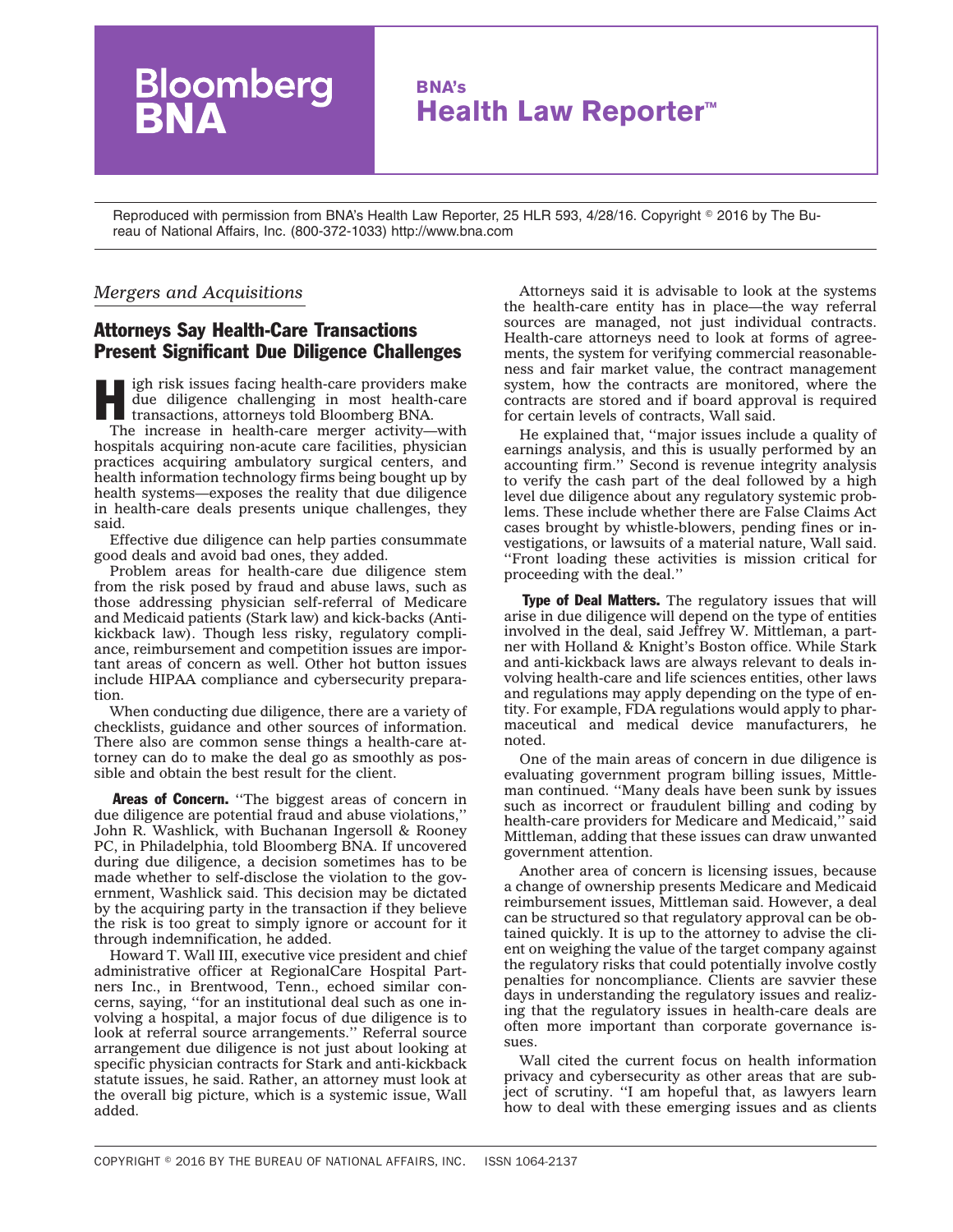Bloomberg BNA

**BNA's Health Law Reporter™**

Reproduced with permission from BNA's Health Law Reporter, 25 HLR 593, 4/28/16. Copyright © 2016 by The Bureau of National Affairs, Inc. (800-372-1033) http://www.bna.com

*Mergers and Acquisitions*

## Attorneys Say Health-Care Transactions Present Significant Due Diligence Challenges

High risk issues facing health-care providers make due diligence challenging in most health-care transactions, attorneys told Bloomberg BNA.

The increase in health-care merger activity—with hospitals acquiring non-acute care facilities, physician practices acquiring ambulatory surgical centers, and health information technology firms being bought up by health systems—exposes the reality that due diligence in health-care deals presents unique challenges, they said.

Effective due diligence can help parties consummate good deals and avoid bad ones, they added.

Problem areas for health-care due diligence stem from the risk posed by fraud and abuse laws, such as those addressing physician self-referral of Medicare and Medicaid patients (Stark law) and kick-backs (Anti-kickback law). Though less risky, regulatory compliance, reimbursement and competition issues are important areas of concern as well. Other hot button issues include HIPAA compliance and cybersecurity preparation.

When conducting due diligence, there are a variety of checklists, guidance and other sources of information. There also are common sense things a health-care attorney can do to make the deal go as smoothly as possible and obtain the best result for the client.

**Areas of Concern.** ''The biggest areas of concern in due diligence are potential fraud and abuse violations,'' John R. Washlick, with Buchanan Ingersoll & Rooney PC, in Philadelphia, told Bloomberg BNA. If uncovered during due diligence, a decision sometimes has to be made whether to self-disclose the violation to the government, Washlick said. This decision may be dictated by the acquiring party in the transaction if they believe the risk is too great to simply ignore or account for it through indemnification, he added.

Howard T. Wall III, executive vice president and chief administrative officer at RegionalCare Hospital Partners Inc., in Brentwood, Tenn., echoed similar concerns, saying, ''for an institutional deal such as one involving a hospital, a major focus of due diligence is to look at referral source arrangements.'' Referral source arrangement due diligence is not just about looking at specific physician contracts for Stark and anti-kickback statute issues, he said. Rather, an attorney must look at the overall big picture, which is a systemic issue, Wall added.

Attorneys said it is advisable to look at the systems the health-care entity has in place—the way referral sources are managed, not just individual contracts. Health-care attorneys need to look at forms of agreements, the system for verifying commercial reasonableness and fair market value, the contract management system, how the contracts are monitored, where the contracts are stored and if board approval is required for certain levels of contracts, Wall said.

He explained that, ''major issues include a quality of earnings analysis, and this is usually performed by an accounting firm.'' Second is revenue integrity analysis to verify the cash part of the deal followed by a high level due diligence about any regulatory systemic problems. These include whether there are False Claims Act cases brought by whistle-blowers, pending fines or investigations, or lawsuits of a material nature, Wall said. ''Front loading these activities is mission critical for proceeding with the deal.''

**Type of Deal Matters.** The regulatory issues that will arise in due diligence will depend on the type of entities involved in the deal, said Jeffrey W. Mittleman, a partner with Holland & Knight's Boston office. While Stark and anti-kickback laws are always relevant to deals involving health-care and life sciences entities, other laws and regulations may apply depending on the type of entity. For example, FDA regulations would apply to pharmaceutical and medical device manufacturers, he noted.

One of the main areas of concern in due diligence is evaluating government program billing issues, Mittleman continued. ''Many deals have been sunk by issues such as incorrect or fraudulent billing and coding by health-care providers for Medicare and Medicaid,'' said Mittleman, adding that these issues can draw unwanted government attention.

Another area of concern is licensing issues, because a change of ownership presents Medicare and Medicaid reimbursement issues, Mittleman said. However, a deal can be structured so that regulatory approval can be obtained quickly. It is up to the attorney to advise the client on weighing the value of the target company against the regulatory risks that could potentially involve costly penalties for noncompliance. Clients are savvier these days in understanding the regulatory issues and realizing that the regulatory issues in health-care deals are often more important than corporate governance issues.

Wall cited the current focus on health information privacy and cybersecurity as other areas that are subject of scrutiny. ''I am hopeful that, as lawyers learn how to deal with these emerging issues and as clients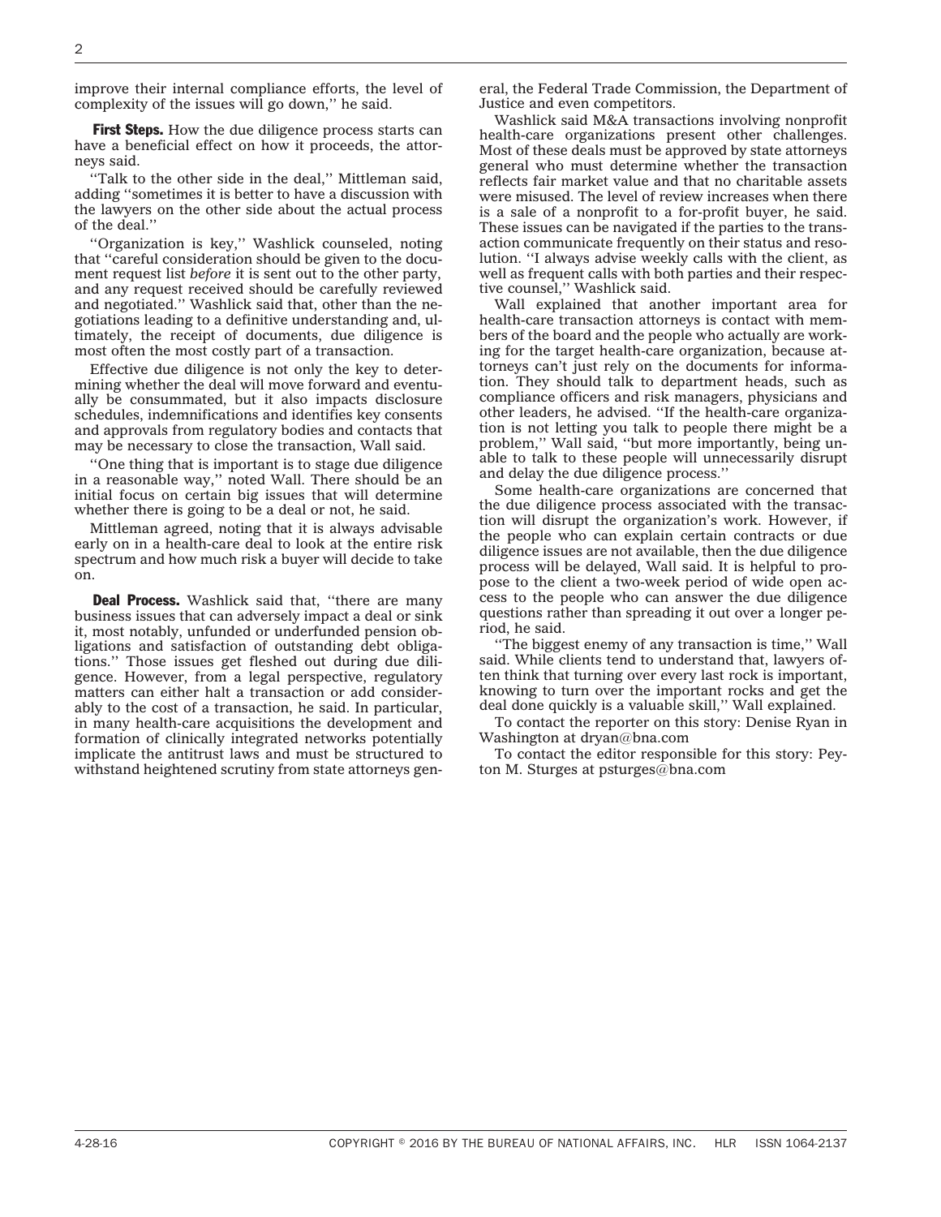improve their internal compliance efforts, the level of complexity of the issues will go down,'' he said.

**First Steps.** How the due diligence process starts can have a beneficial effect on how it proceeds, the attorneys said.

''Talk to the other side in the deal,'' Mittleman said, adding ''sometimes it is better to have a discussion with the lawyers on the other side about the actual process of the deal.''

''Organization is key,'' Washlick counseled, noting that ''careful consideration should be given to the document request list *before* it is sent out to the other party, and any request received should be carefully reviewed and negotiated.'' Washlick said that, other than the negotiations leading to a definitive understanding and, ultimately, the receipt of documents, due diligence is most often the most costly part of a transaction.

Effective due diligence is not only the key to determining whether the deal will move forward and eventually be consummated, but it also impacts disclosure schedules, indemnifications and identifies key consents and approvals from regulatory bodies and contacts that may be necessary to close the transaction, Wall said.

''One thing that is important is to stage due diligence in a reasonable way,'' noted Wall. There should be an initial focus on certain big issues that will determine whether there is going to be a deal or not, he said.

Mittleman agreed, noting that it is always advisable early on in a health-care deal to look at the entire risk spectrum and how much risk a buyer will decide to take on.

**Deal Process.** Washlick said that, ''there are many business issues that can adversely impact a deal or sink it, most notably, unfunded or underfunded pension obligations and satisfaction of outstanding debt obligations.'' Those issues get fleshed out during due diligence. However, from a legal perspective, regulatory matters can either halt a transaction or add considerably to the cost of a transaction, he said. In particular, in many health-care acquisitions the development and formation of clinically integrated networks potentially implicate the antitrust laws and must be structured to withstand heightened scrutiny from state attorneys general, the Federal Trade Commission, the Department of Justice and even competitors.

Washlick said M&A transactions involving nonprofit health-care organizations present other challenges. Most of these deals must be approved by state attorneys general who must determine whether the transaction reflects fair market value and that no charitable assets were misused. The level of review increases when there is a sale of a nonprofit to a for-profit buyer, he said. These issues can be navigated if the parties to the transaction communicate frequently on their status and resolution. ''I always advise weekly calls with the client, as well as frequent calls with both parties and their respective counsel,'' Washlick said.

Wall explained that another important area for health-care transaction attorneys is contact with members of the board and the people who actually are working for the target health-care organization, because attorneys can't just rely on the documents for information. They should talk to department heads, such as compliance officers and risk managers, physicians and other leaders, he advised. ''If the health-care organization is not letting you talk to people there might be a problem,'' Wall said, ''but more importantly, being unable to talk to these people will unnecessarily disrupt and delay the due diligence process.''

Some health-care organizations are concerned that the due diligence process associated with the transaction will disrupt the organization's work. However, if the people who can explain certain contracts or due diligence issues are not available, then the due diligence process will be delayed, Wall said. It is helpful to propose to the client a two-week period of wide open access to the people who can answer the due diligence questions rather than spreading it out over a longer period, he said.

''The biggest enemy of any transaction is time,'' Wall said. While clients tend to understand that, lawyers often think that turning over every last rock is important, knowing to turn over the important rocks and get the deal done quickly is a valuable skill,'' Wall explained.

To contact the reporter on this story: Denise Ryan in Washington at dryan@bna.com

To contact the editor responsible for this story: Peyton M. Sturges at psturges@bna.com